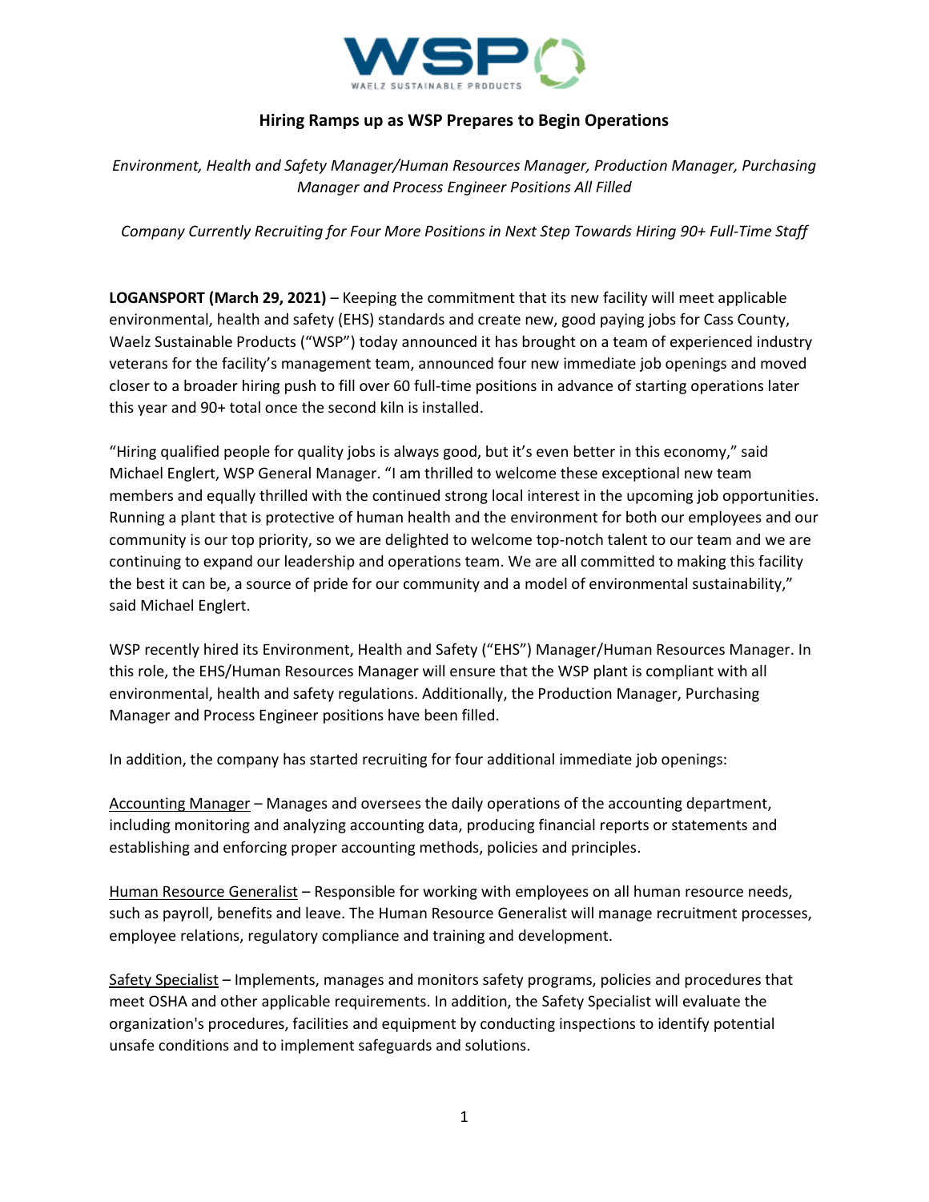# Hiring Ramps up as WSP Prepares to Begin Operations

*Environment, Health and Safety Manager/Human Resources Manager, Production Manager, Purchasing Manager and Process Engineer Positions All Filled*

*Company Currently Recruiting for Four More Positions in Next Step Towards Hiring 90+ Full-Time Staff*

**LOGANSPORT (March 29, 2021)** – Keeping the commitment that its new facility will meet applicable environmental, health and safety (EHS) standards and create new, good paying jobs for Cass County, Waelz Sustainable Products ("WSP") today announced it has brought on a team of experienced industry veterans for the facility's management team, announced four new immediate job openings and moved closer to a broader hiring push to fill over 60 full-time positions in advance of starting operations later this year and 90+ total once the second kiln is installed.

"Hiring qualified people for quality jobs is always good, but it's even better in this economy," said Michael Englert, WSP General Manager. "I am thrilled to welcome these exceptional new team members and equally thrilled with the continued strong local interest in the upcoming job opportunities. Running a plant that is protective of human health and the environment for both our employees and our community is our top priority, so we are delighted to welcome top-notch talent to our team and we are continuing to expand our leadership and operations team. We are all committed to making this facility the best it can be, a source of pride for our community and a model of environmental sustainability," said Michael Englert.

WSP recently hired its Environment, Health and Safety ("EHS") Manager/Human Resources Manager. In this role, the EHS/Human Resources Manager will ensure that the WSP plant is compliant with all environmental, health and safety regulations. Additionally, the Production Manager, Purchasing Manager and Process Engineer positions have been filled.

In addition, the company has started recruiting for four additional immediate job openings:

<u>Accounting Manager</u> – Manages and oversees the daily operations of the accounting department, including monitoring and analyzing accounting data, producing financial reports or statements and establishing and enforcing proper accounting methods, policies and principles.

<u>Human Resource Generalist</u> – Responsible for working with employees on all human resource needs, such as payroll, benefits and leave. The Human Resource Generalist will manage recruitment processes, employee relations, regulatory compliance and training and development.

<u>Safety Specialist</u> – Implements, manages and monitors safety programs, policies and procedures that meet OSHA and other applicable requirements. In addition, the Safety Specialist will evaluate the organization's procedures, facilities and equipment by conducting inspections to identify potential unsafe conditions and to implement safeguards and solutions.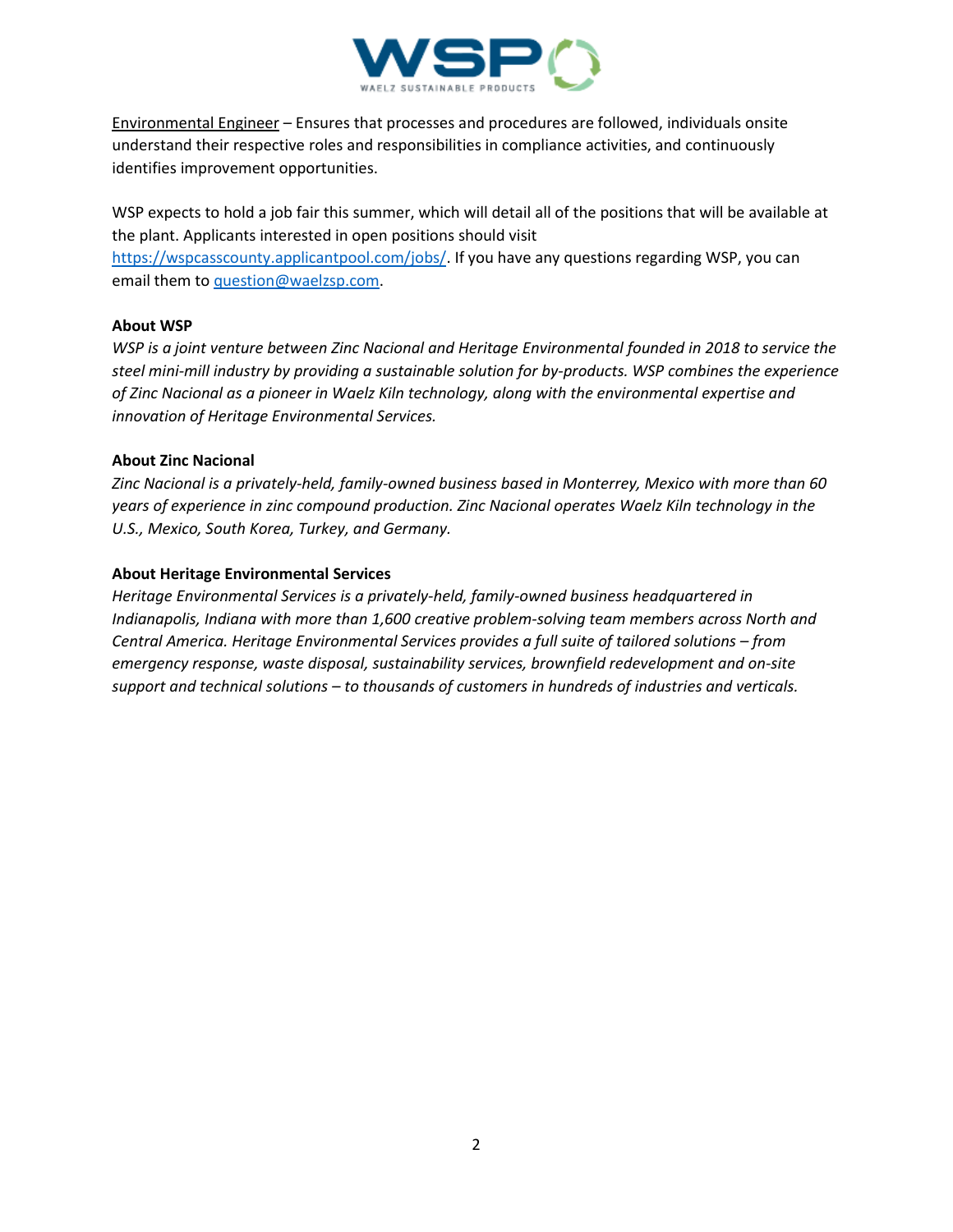Environmental Engineer – Ensures that processes and procedures are followed, individuals onsite understand their respective roles and responsibilities in compliance activities, and continuously identifies improvement opportunities.

WSP expects to hold a job fair this summer, which will detail all of the positions that will be available at the plant. Applicants interested in open positions should visit https://wspcasscounty.applicantpool.com/jobs/. If you have any questions regarding WSP, you can email them to question@waelzsp.com.

**About WSP**

*WSP is a joint venture between Zinc Nacional and Heritage Environmental founded in 2018 to service the steel mini-mill industry by providing a sustainable solution for by-products. WSP combines the experience of Zinc Nacional as a pioneer in Waelz Kiln technology, along with the environmental expertise and innovation of Heritage Environmental Services.*

**About Zinc Nacional**

*Zinc Nacional is a privately-held, family-owned business based in Monterrey, Mexico with more than 60 years of experience in zinc compound production. Zinc Nacional operates Waelz Kiln technology in the U.S., Mexico, South Korea, Turkey, and Germany.*

**About Heritage Environmental Services**

*Heritage Environmental Services is a privately-held, family-owned business headquartered in Indianapolis, Indiana with more than 1,600 creative problem-solving team members across North and Central America. Heritage Environmental Services provides a full suite of tailored solutions – from emergency response, waste disposal, sustainability services, brownfield redevelopment and on-site support and technical solutions – to thousands of customers in hundreds of industries and verticals.*